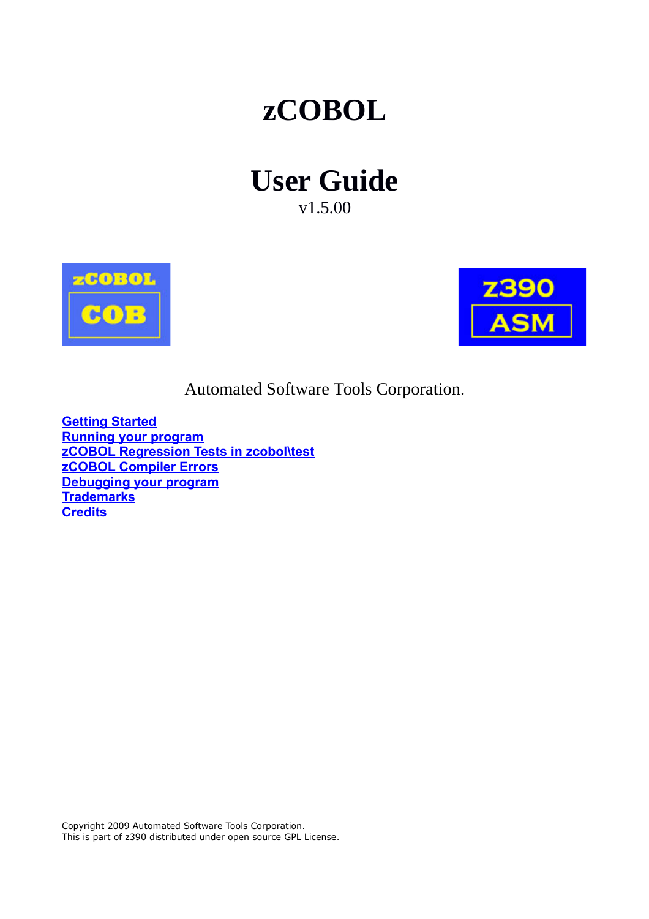# zCOBOL

# User Guide

v1.5.00

Automated Software Tools Corporation.

[Getting Started](#)
[Running your program](#)
[zCOBOL Regression Tests in zcobol\test](#)
[zCOBOL Compiler Errors](#)
[Debugging your program](#)
[Trademarks](#)
[Credits](#)

Copyright 2009 Automated Software Tools Corporation.
This is part of z390 distributed under open source GPL License.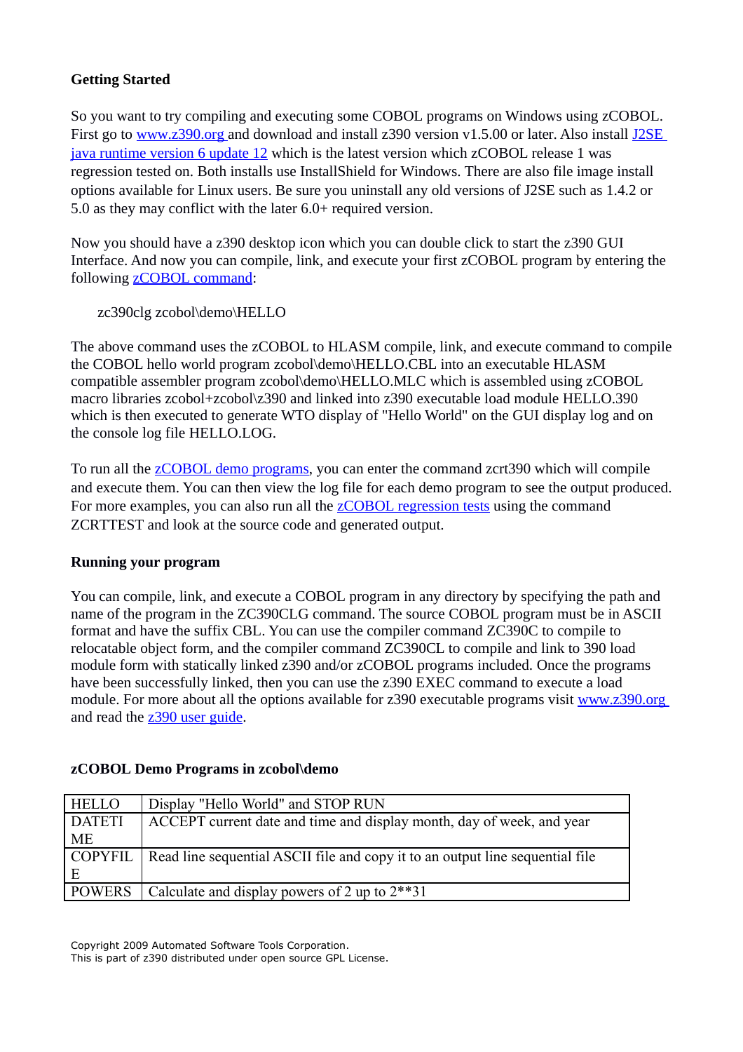**Getting Started**

So you want to try compiling and executing some COBOL programs on Windows using zCOBOL. First go to [www.z390.org](www.z390.org) and download and install z390 version v1.5.00 or later. Also install [J2SE java runtime version 6 update 12](#) which is the latest version which zCOBOL release 1 was regression tested on. Both installs use InstallShield for Windows. There are also file image install options available for Linux users. Be sure you uninstall any old versions of J2SE such as 1.4.2 or 5.0 as they may conflict with the later 6.0+ required version.

Now you should have a z390 desktop icon which you can double click to start the z390 GUI Interface. And now you can compile, link, and execute your first zCOBOL program by entering the following [zCOBOL command](#):

```
zc390clg zcobol\demo\HELLO
```

The above command uses the zCOBOL to HLASM compile, link, and execute command to compile the COBOL hello world program zcobol\demo\HELLO.CBL into an executable HLASM compatible assembler program zcobol\demo\HELLO.MLC which is assembled using zCOBOL macro libraries zcobol+zcobol\z390 and linked into z390 executable load module HELLO.390 which is then executed to generate WTO display of "Hello World" on the GUI display log and on the console log file HELLO.LOG.

To run all the [zCOBOL demo programs](#), you can enter the command zcrt390 which will compile and execute them. You can then view the log file for each demo program to see the output produced. For more examples, you can also run all the [zCOBOL regression tests](#) using the command ZCRTTEST and look at the source code and generated output.

**Running your program**

You can compile, link, and execute a COBOL program in any directory by specifying the path and name of the program in the ZC390CLG command. The source COBOL program must be in ASCII format and have the suffix CBL. You can use the compiler command ZC390C to compile to relocatable object form, and the compiler command ZC390CL to compile and link to 390 load module form with statically linked z390 and/or zCOBOL programs included. Once the programs have been successfully linked, then you can use the z390 EXEC command to execute a load module. For more about all the options available for z390 executable programs visit [www.z390.org](www.z390.org) and read the [z390 user guide](#).

**zCOBOL Demo Programs in zcobol\demo**

| | |
|---|---|
| HELLO | Display "Hello World" and STOP RUN |
| DATETIME | ACCEPT current date and time and display month, day of week, and year |
| COPYFILE | Read line sequential ASCII file and copy it to an output line sequential file |
| POWERS | Calculate and display powers of 2 up to 2**31 |

Copyright 2009 Automated Software Tools Corporation.
This is part of z390 distributed under open source GPL License.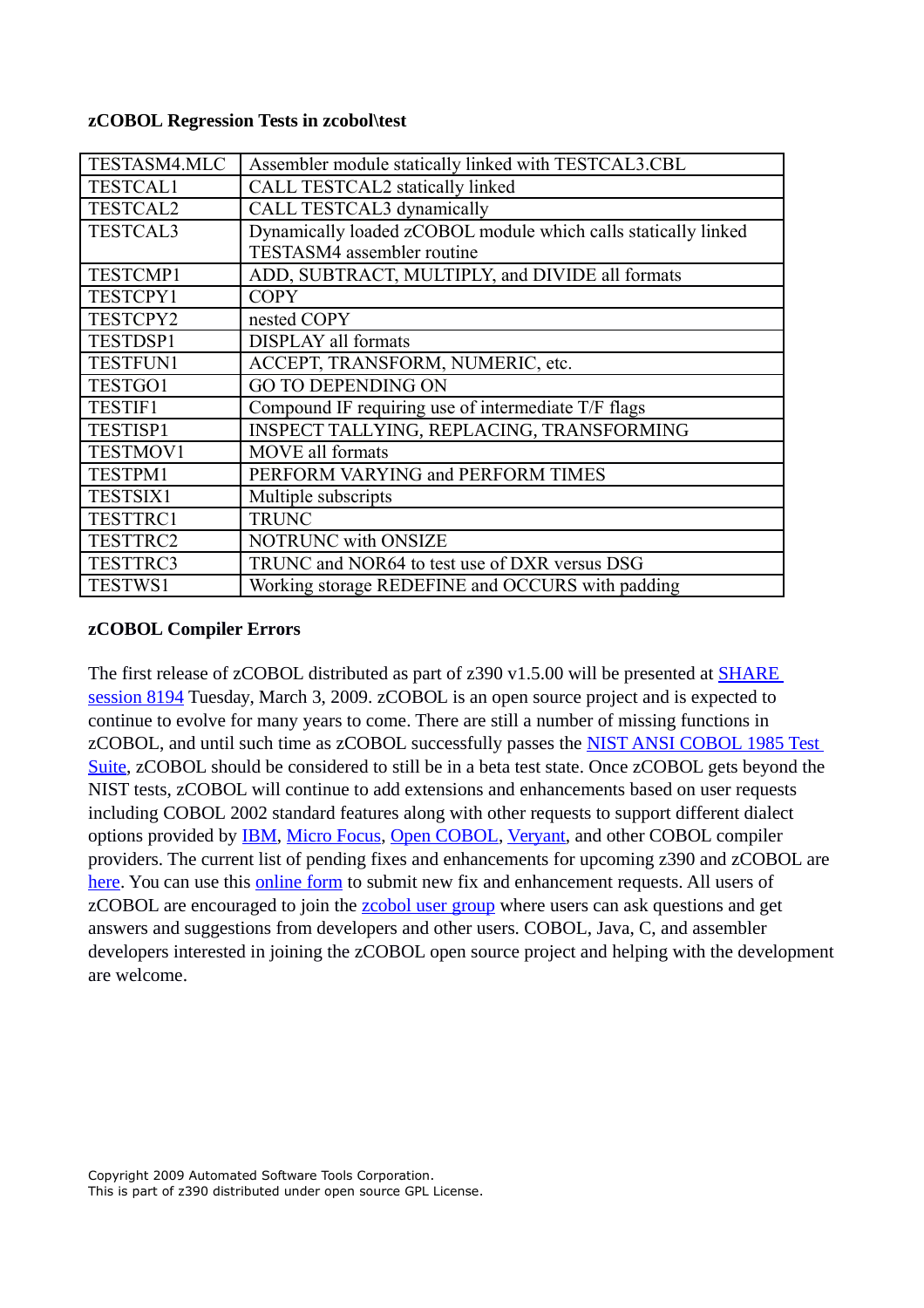**zCOBOL Regression Tests in zcobol\test**

| | |
|---|---|
| TESTASM4.MLC | Assembler module statically linked with TESTCAL3.CBL |
| TESTCAL1 | CALL TESTCAL2 statically linked |
| TESTCAL2 | CALL TESTCAL3 dynamically |
| TESTCAL3 | Dynamically loaded zCOBOL module which calls statically linked TESTASM4 assembler routine |
| TESTCMP1 | ADD, SUBTRACT, MULTIPLY, and DIVIDE all formats |
| TESTCPY1 | COPY |
| TESTCPY2 | nested COPY |
| TESTDSP1 | DISPLAY all formats |
| TESTFUN1 | ACCEPT, TRANSFORM, NUMERIC, etc. |
| TESTGO1 | GO TO DEPENDING ON |
| TESTIF1 | Compound IF requiring use of intermediate T/F flags |
| TESTISP1 | INSPECT TALLYING, REPLACING, TRANSFORMING |
| TESTMOV1 | MOVE all formats |
| TESTPM1 | PERFORM VARYING and PERFORM TIMES |
| TESTSIX1 | Multiple subscripts |
| TESTTRC1 | TRUNC |
| TESTTRC2 | NOTRUNC with ONSIZE |
| TESTTRC3 | TRUNC and NOR64 to test use of DXR versus DSG |
| TESTWS1 | Working storage REDEFINE and OCCURS with padding |

**zCOBOL Compiler Errors**

The first release of zCOBOL distributed as part of z390 v1.5.00 will be presented at SHARE session 8194 Tuesday, March 3, 2009. zCOBOL is an open source project and is expected to continue to evolve for many years to come. There are still a number of missing functions in zCOBOL, and until such time as zCOBOL successfully passes the NIST ANSI COBOL 1985 Test Suite, zCOBOL should be considered to still be in a beta test state. Once zCOBOL gets beyond the NIST tests, zCOBOL will continue to add extensions and enhancements based on user requests including COBOL 2002 standard features along with other requests to support different dialect options provided by IBM, Micro Focus, Open COBOL, Veryant, and other COBOL compiler providers. The current list of pending fixes and enhancements for upcoming z390 and zCOBOL are here. You can use this online form to submit new fix and enhancement requests. All users of zCOBOL are encouraged to join the zcobol user group where users can ask questions and get answers and suggestions from developers and other users. COBOL, Java, C, and assembler developers interested in joining the zCOBOL open source project and helping with the development are welcome.

Copyright 2009 Automated Software Tools Corporation.
This is part of z390 distributed under open source GPL License.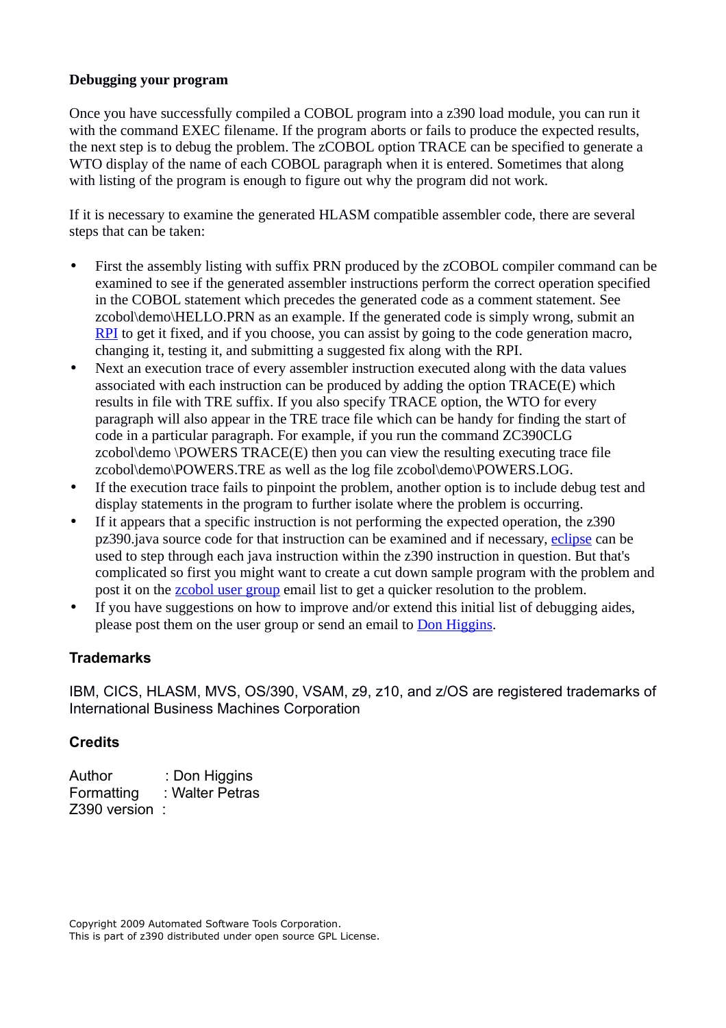**Debugging your program**

Once you have successfully compiled a COBOL program into a z390 load module, you can run it with the command EXEC filename. If the program aborts or fails to produce the expected results, the next step is to debug the problem. The zCOBOL option TRACE can be specified to generate a WTO display of the name of each COBOL paragraph when it is entered. Sometimes that along with listing of the program is enough to figure out why the program did not work.

If it is necessary to examine the generated HLASM compatible assembler code, there are several steps that can be taken:

- First the assembly listing with suffix PRN produced by the zCOBOL compiler command can be examined to see if the generated assembler instructions perform the correct operation specified in the COBOL statement which precedes the generated code as a comment statement. See zcobol\demo\HELLO.PRN as an example. If the generated code is simply wrong, submit an RPI to get it fixed, and if you choose, you can assist by going to the code generation macro, changing it, testing it, and submitting a suggested fix along with the RPI.
- Next an execution trace of every assembler instruction executed along with the data values associated with each instruction can be produced by adding the option TRACE(E) which results in file with TRE suffix. If you also specify TRACE option, the WTO for every paragraph will also appear in the TRE trace file which can be handy for finding the start of code in a particular paragraph. For example, if you run the command ZC390CLG zcobol\demo \POWERS TRACE(E) then you can view the resulting executing trace file zcobol\demo\POWERS.TRE as well as the log file zcobol\demo\POWERS.LOG.
- If the execution trace fails to pinpoint the problem, another option is to include debug test and display statements in the program to further isolate where the problem is occurring.
- If it appears that a specific instruction is not performing the expected operation, the z390 pz390.java source code for that instruction can be examined and if necessary, eclipse can be used to step through each java instruction within the z390 instruction in question. But that's complicated so first you might want to create a cut down sample program with the problem and post it on the zcobol user group email list to get a quicker resolution to the problem.
- If you have suggestions on how to improve and/or extend this initial list of debugging aides, please post them on the user group or send an email to Don Higgins.

**Trademarks**

IBM, CICS, HLASM, MVS, OS/390, VSAM, z9, z10, and z/OS are registered trademarks of International Business Machines Corporation

**Credits**

Author : Don Higgins  
Formatting : Walter Petras  
Z390 version :

Copyright 2009 Automated Software Tools Corporation.  
This is part of z390 distributed under open source GPL License.